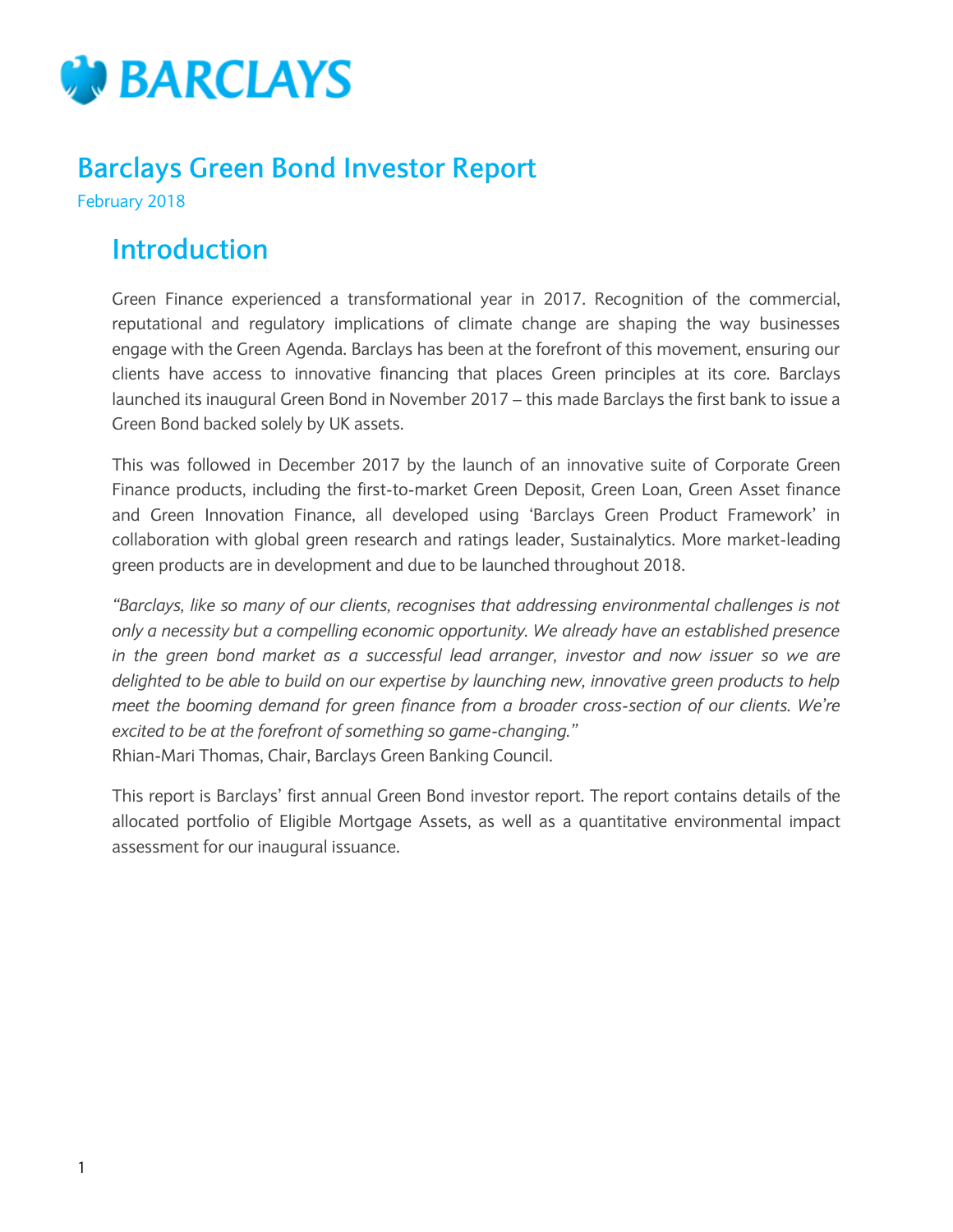# Barclays Green Bond Investor Report

February 2018

## Introduction

Green Finance experienced a transformational year in 2017. Recognition of the commercial, reputational and regulatory implications of climate change are shaping the way businesses engage with the Green Agenda. Barclays has been at the forefront of this movement, ensuring our clients have access to innovative financing that places Green principles at its core. Barclays launched its inaugural Green Bond in November 2017 – this made Barclays the first bank to issue a Green Bond backed solely by UK assets.

This was followed in December 2017 by the launch of an innovative suite of Corporate Green Finance products, including the first-to-market Green Deposit, Green Loan, Green Asset finance and Green Innovation Finance, all developed using 'Barclays Green Product Framework' in collaboration with global green research and ratings leader, Sustainalytics. More market-leading green products are in development and due to be launched throughout 2018.

*"Barclays, like so many of our clients, recognises that addressing environmental challenges is not only a necessity but a compelling economic opportunity. We already have an established presence in the green bond market as a successful lead arranger, investor and now issuer so we are delighted to be able to build on our expertise by launching new, innovative green products to help meet the booming demand for green finance from a broader cross-section of our clients. We're excited to be at the forefront of something so game-changing."*
Rhian-Mari Thomas, Chair, Barclays Green Banking Council.

This report is Barclays' first annual Green Bond investor report. The report contains details of the allocated portfolio of Eligible Mortgage Assets, as well as a quantitative environmental impact assessment for our inaugural issuance.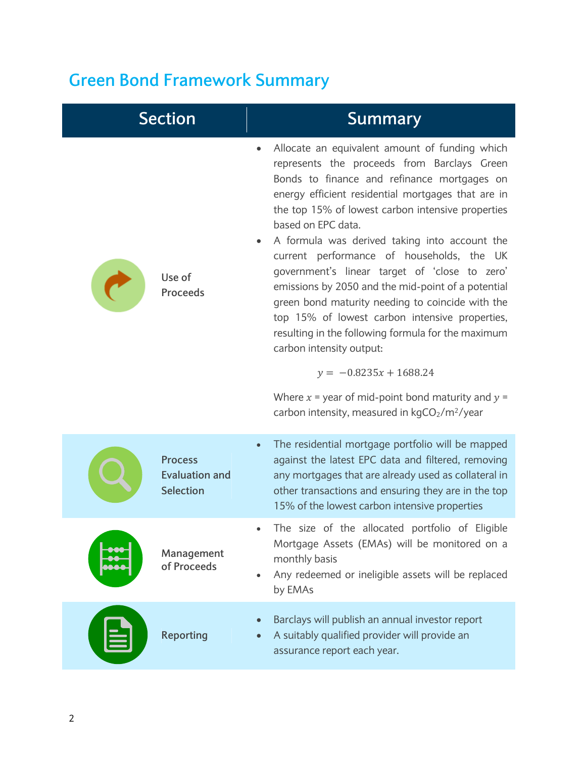## Green Bond Framework Summary

| Section | Summary |
|---|---|
| Use of Proceeds | • Allocate an equivalent amount of funding which represents the proceeds from Barclays Green Bonds to finance and refinance mortgages on energy efficient residential mortgages that are in the top 15% of lowest carbon intensive properties based on EPC data.<br>• A formula was derived taking into account the current performance of households, the UK government's linear target of 'close to zero' emissions by 2050 and the mid-point of a potential green bond maturity needing to coincide with the top 15% of lowest carbon intensive properties, resulting in the following formula for the maximum carbon intensity output:<br>$y = -0.8235x + 1688.24$<br>Where $x$ = year of mid-point bond maturity and $y$ = carbon intensity, measured in $kgCO_2/m^2/year$ |
| Process Evaluation and Selection | • The residential mortgage portfolio will be mapped against the latest EPC data and filtered, removing any mortgages that are already used as collateral in other transactions and ensuring they are in the top 15% of the lowest carbon intensive properties |
| Management of Proceeds | • The size of the allocated portfolio of Eligible Mortgage Assets (EMAs) will be monitored on a monthly basis<br>• Any redeemed or ineligible assets will be replaced by EMAs |
| Reporting | • Barclays will publish an annual investor report<br>• A suitably qualified provider will provide an assurance report each year. |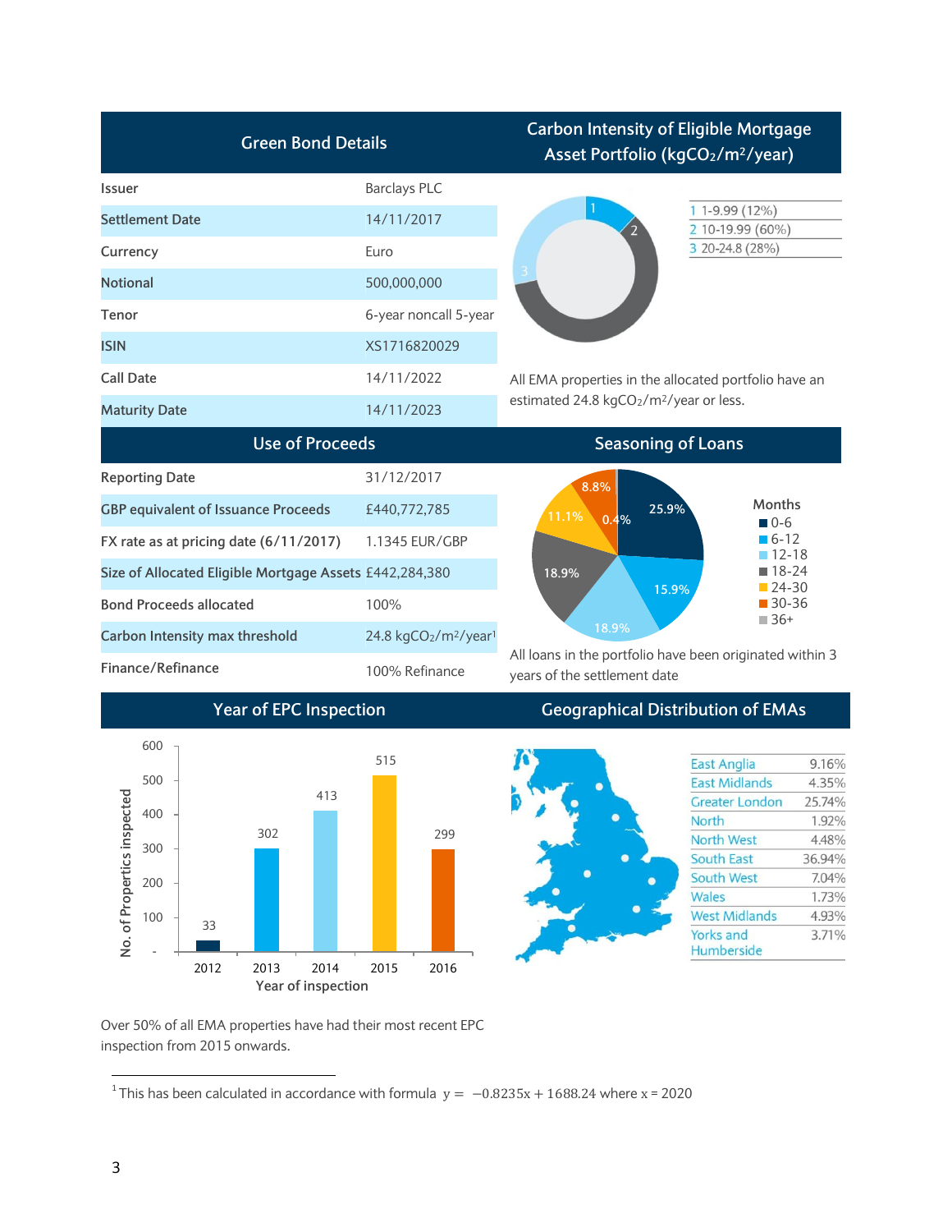## Green Bond Details

| | |
|---|---|
| Issuer | Barclays PLC |
| Settlement Date | 14/11/2017 |
| Currency | Euro |
| Notional | 500,000,000 |
| Tenor | 6-year noncall 5-year |
| ISIN | XS1716820029 |
| Call Date | 14/11/2022 |
| Maturity Date | 14/11/2023 |

## Carbon Intensity of Eligible Mortgage Asset Portfolio ($kgCO_2/m^2/year$)

| | |
|---|---|
| 1 | 1-9.99 (12%) |
| 2 | 10-19.99 (60%) |
| 3 | 20-24.8 (28%) |

All EMA properties in the allocated portfolio have an estimated 24.8 $kgCO_2/m^2/year$ or less.

## Use of Proceeds

| | |
|---|---|
| Reporting Date | 31/12/2017 |
| GBP equivalent of Issuance Proceeds | £440,772,785 |
| FX rate as at pricing date (6/11/2017) | 1.1345 EUR/GBP |
| Size of Allocated Eligible Mortgage Assets | £442,284,380 |
| Bond Proceeds allocated | 100% |
| Carbon Intensity max threshold | 24.8 $kgCO_2/m^2/year$[1] |
| Finance/Refinance | 100% Refinance |

## Seasoning of Loans

| Months | Share |
|---|---|
| 0-6 | 25.9% |
| 6-12 | 15.9% |
| 12-18 | 18.9% |
| 18-24 | 18.9% |
| 24-30 | 11.1% |
| 30-36 | 8.8% |
| 36+ | 0.4% |

All loans in the portfolio have been originated within 3 years of the settlement date

## Year of EPC Inspection

| Year of inspection | No. of Properties inspected |
|---|---|
| 2012 | 33 |
| 2013 | 302 |
| 2014 | 413 |
| 2015 | 515 |
| 2016 | 299 |

Over 50% of all EMA properties have had their most recent EPC inspection from 2015 onwards.

## Geographical Distribution of EMAs

| Region | Share |
|---|---|
| East Anglia | 9.16% |
| East Midlands | 4.35% |
| Greater London | 25.74% |
| North | 1.92% |
| North West | 4.48% |
| South East | 36.94% |
| South West | 7.04% |
| Wales | 1.73% |
| West Midlands | 4.93% |
| Yorks and Humberside | 3.71% |

[1] This has been calculated in accordance with formula $y = -0.8235x + 1688.24$ where x = 2020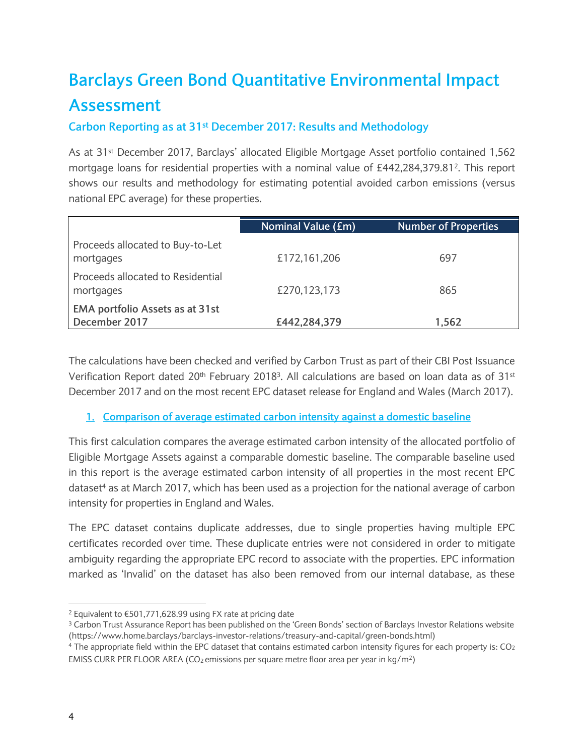# Barclays Green Bond Quantitative Environmental Impact Assessment

## Carbon Reporting as at 31st December 2017: Results and Methodology

As at 31st December 2017, Barclays' allocated Eligible Mortgage Asset portfolio contained 1,562 mortgage loans for residential properties with a nominal value of £442,284,379.81[2]. This report shows our results and methodology for estimating potential avoided carbon emissions (versus national EPC average) for these properties.

| | Nominal Value (£m) | Number of Properties |
|---|---|---|
| Proceeds allocated to Buy-to-Let mortgages | £172,161,206 | 697 |
| Proceeds allocated to Residential mortgages | £270,123,173 | 865 |
| **EMA portfolio Assets as at 31st December 2017** | **£442,284,379** | **1,562** |

The calculations have been checked and verified by Carbon Trust as part of their CBI Post Issuance Verification Report dated 20th February 2018[3]. All calculations are based on loan data as of 31st December 2017 and on the most recent EPC dataset release for England and Wales (March 2017).

### 1. Comparison of average estimated carbon intensity against a domestic baseline

This first calculation compares the average estimated carbon intensity of the allocated portfolio of Eligible Mortgage Assets against a comparable domestic baseline. The comparable baseline used in this report is the average estimated carbon intensity of all properties in the most recent EPC dataset[4] as at March 2017, which has been used as a projection for the national average of carbon intensity for properties in England and Wales.

The EPC dataset contains duplicate addresses, due to single properties having multiple EPC certificates recorded over time. These duplicate entries were not considered in order to mitigate ambiguity regarding the appropriate EPC record to associate with the properties. EPC information marked as 'Invalid' on the dataset has also been removed from our internal database, as these

---

[2] Equivalent to €501,771,628.99 using FX rate at pricing date

[3] Carbon Trust Assurance Report has been published on the 'Green Bonds' section of Barclays Investor Relations website (https://www.home.barclays/barclays-investor-relations/treasury-and-capital/green-bonds.html)

[4] The appropriate field within the EPC dataset that contains estimated carbon intensity figures for each property is: $CO_2$ EMISS CURR PER FLOOR AREA ($CO_2$ emissions per square metre floor area per year in kg/m$^2$)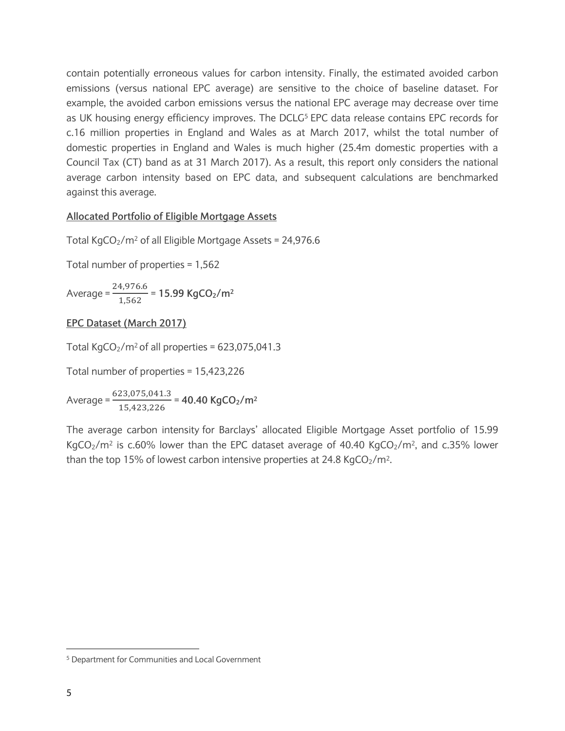contain potentially erroneous values for carbon intensity. Finally, the estimated avoided carbon emissions (versus national EPC average) are sensitive to the choice of baseline dataset. For example, the avoided carbon emissions versus the national EPC average may decrease over time as UK housing energy efficiency improves. The DCLG[5] EPC data release contains EPC records for c.16 million properties in England and Wales as at March 2017, whilst the total number of domestic properties in England and Wales is much higher (25.4m domestic properties with a Council Tax (CT) band as at 31 March 2017). As a result, this report only considers the national average carbon intensity based on EPC data, and subsequent calculations are benchmarked against this average.

**Allocated Portfolio of Eligible Mortgage Assets**

Total $KgCO_2/m^2$ of all Eligible Mortgage Assets = 24,976.6

Total number of properties = 1,562

Average = $\frac{24,976.6}{1,562}$ = **15.99 $KgCO_2/m^2$**

**EPC Dataset (March 2017)**

Total $KgCO_2/m^2$ of all properties = 623,075,041.3

Total number of properties = 15,423,226

Average = $\frac{623,075,041.3}{15,423,226}$ = **40.40 $KgCO_2/m^2$**

The average carbon intensity for Barclays' allocated Eligible Mortgage Asset portfolio of 15.99 $KgCO_2/m^2$ is c.60% lower than the EPC dataset average of 40.40 $KgCO_2/m^2$, and c.35% lower than the top 15% of lowest carbon intensive properties at 24.8 $KgCO_2/m^2$.

[5] Department for Communities and Local Government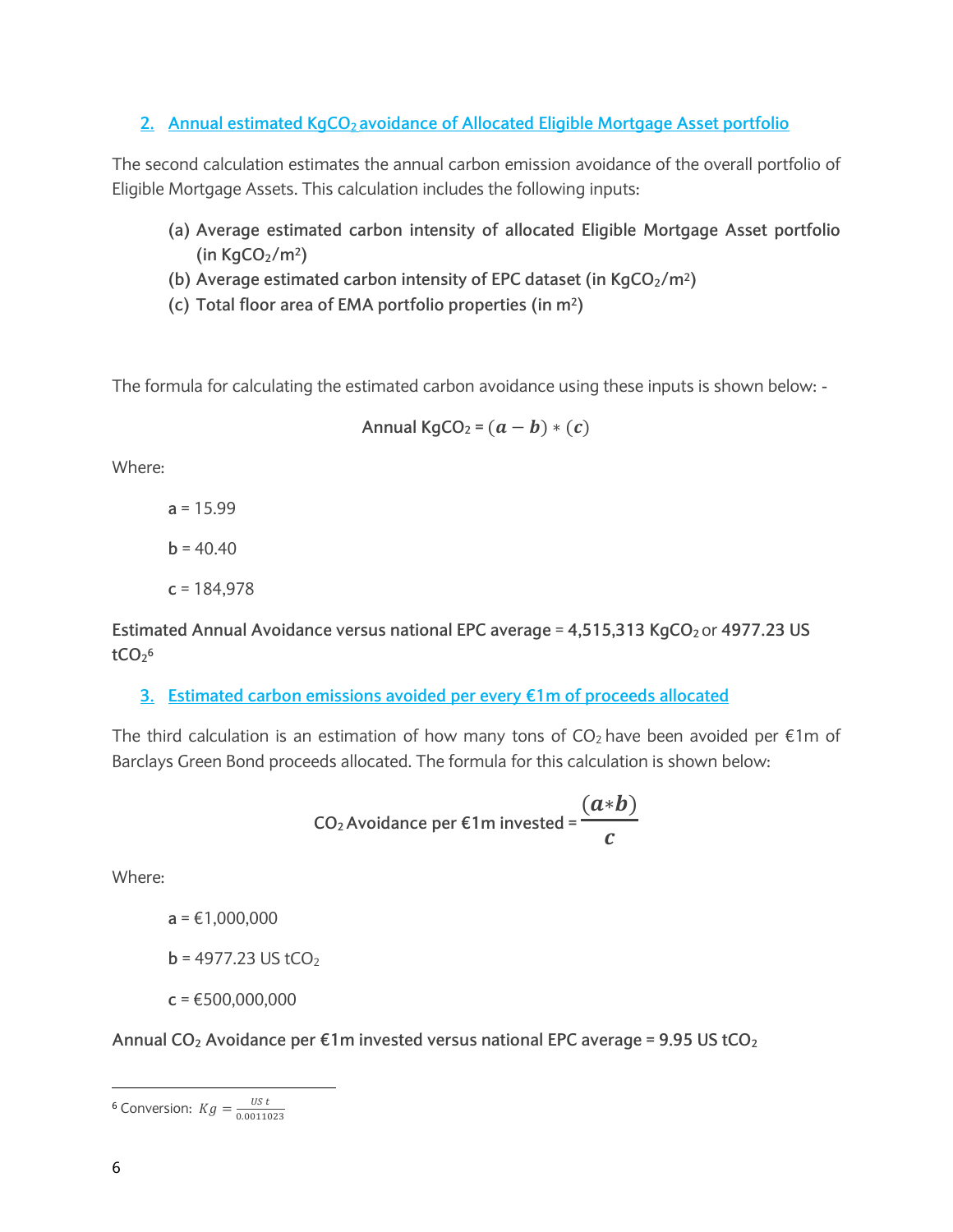## 2. Annual estimated $KgCO_2$ avoidance of Allocated Eligible Mortgage Asset portfolio

The second calculation estimates the annual carbon emission avoidance of the overall portfolio of Eligible Mortgage Assets. This calculation includes the following inputs:

(a) **Average estimated carbon intensity of allocated Eligible Mortgage Asset portfolio (in $KgCO_2/m^2$)**
(b) **Average estimated carbon intensity of EPC dataset (in $KgCO_2/m^2$)**
(c) **Total floor area of EMA portfolio properties (in $m^2$)**

The formula for calculating the estimated carbon avoidance using these inputs is shown below: -

$$\text{Annual } KgCO_2 = (\boldsymbol{a} - \boldsymbol{b}) * (\boldsymbol{c})$$

Where:

**a** = 15.99

**b** = 40.40

**c** = 184,978

**Estimated Annual Avoidance versus national EPC average = 4,515,313 $KgCO_2$** or **4977.23 US $tCO_2$**[6]

## 3. Estimated carbon emissions avoided per every €1m of proceeds allocated

The third calculation is an estimation of how many tons of $CO_2$ have been avoided per €1m of Barclays Green Bond proceeds allocated. The formula for this calculation is shown below:

$$CO_2 \text{ Avoidance per €1m invested} = \frac{(\boldsymbol{a} * \boldsymbol{b})}{\boldsymbol{c}}$$

Where:

**a** = €1,000,000

**b** = 4977.23 US $tCO_2$

**c** = €500,000,000

**Annual $CO_2$ Avoidance per €1m invested versus national EPC average = 9.95 US $tCO_2$**

---

[6] Conversion: $Kg = \frac{US\ t}{0.0011023}$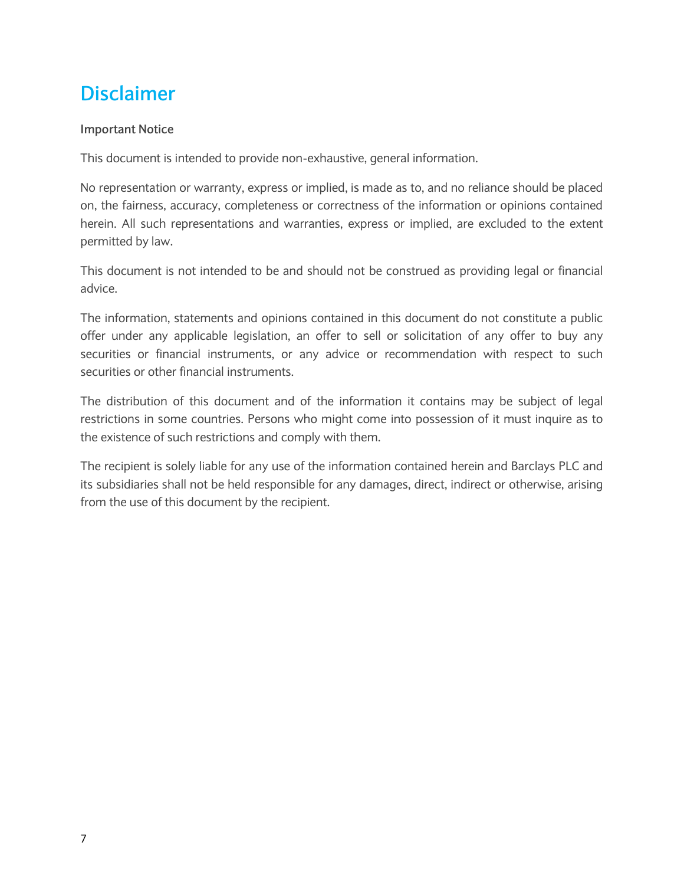# Disclaimer

**Important Notice**

This document is intended to provide non-exhaustive, general information.

No representation or warranty, express or implied, is made as to, and no reliance should be placed on, the fairness, accuracy, completeness or correctness of the information or opinions contained herein. All such representations and warranties, express or implied, are excluded to the extent permitted by law.

This document is not intended to be and should not be construed as providing legal or financial advice.

The information, statements and opinions contained in this document do not constitute a public offer under any applicable legislation, an offer to sell or solicitation of any offer to buy any securities or financial instruments, or any advice or recommendation with respect to such securities or other financial instruments.

The distribution of this document and of the information it contains may be subject of legal restrictions in some countries. Persons who might come into possession of it must inquire as to the existence of such restrictions and comply with them.

The recipient is solely liable for any use of the information contained herein and Barclays PLC and its subsidiaries shall not be held responsible for any damages, direct, indirect or otherwise, arising from the use of this document by the recipient.